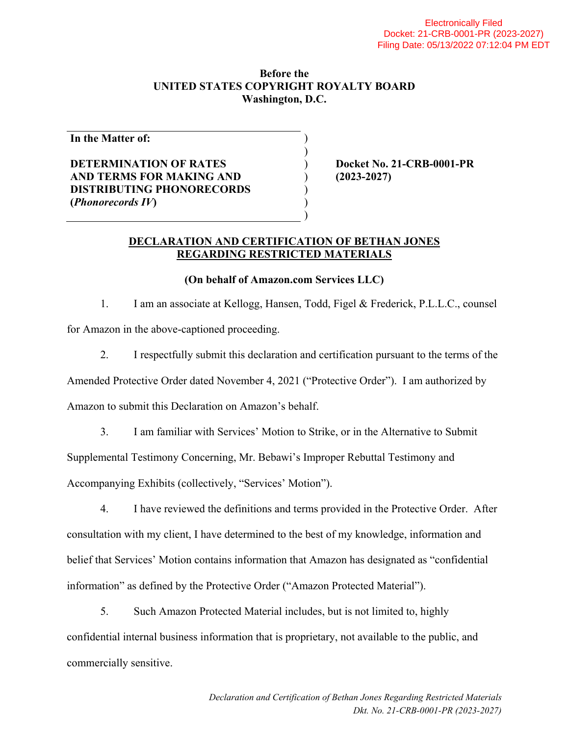Electronically Filed
Docket: 21-CRB-0001-PR (2023-2027)
Filing Date: 05/13/2022 07:12:04 PM EDT

**Before the**
**UNITED STATES COPYRIGHT ROYALTY BOARD**
**Washington, D.C.**

| | |
|---|---|
| **In the Matter of:** <br><br> **DETERMINATION OF RATES AND TERMS FOR MAKING AND DISTRIBUTING PHONORECORDS (*Phonorecords IV*)** | **Docket No. 21-CRB-0001-PR (2023-2027)** |

**DECLARATION AND CERTIFICATION OF BETHAN JONES REGARDING RESTRICTED MATERIALS**

**(On behalf of Amazon.com Services LLC)**

1. I am an associate at Kellogg, Hansen, Todd, Figel & Frederick, P.L.L.C., counsel for Amazon in the above-captioned proceeding.

2. I respectfully submit this declaration and certification pursuant to the terms of the Amended Protective Order dated November 4, 2021 ("Protective Order"). I am authorized by Amazon to submit this Declaration on Amazon's behalf.

3. I am familiar with Services' Motion to Strike, or in the Alternative to Submit Supplemental Testimony Concerning, Mr. Bebawi's Improper Rebuttal Testimony and Accompanying Exhibits (collectively, "Services' Motion").

4. I have reviewed the definitions and terms provided in the Protective Order. After consultation with my client, I have determined to the best of my knowledge, information and belief that Services' Motion contains information that Amazon has designated as "confidential information" as defined by the Protective Order ("Amazon Protected Material").

5. Such Amazon Protected Material includes, but is not limited to, highly confidential internal business information that is proprietary, not available to the public, and commercially sensitive.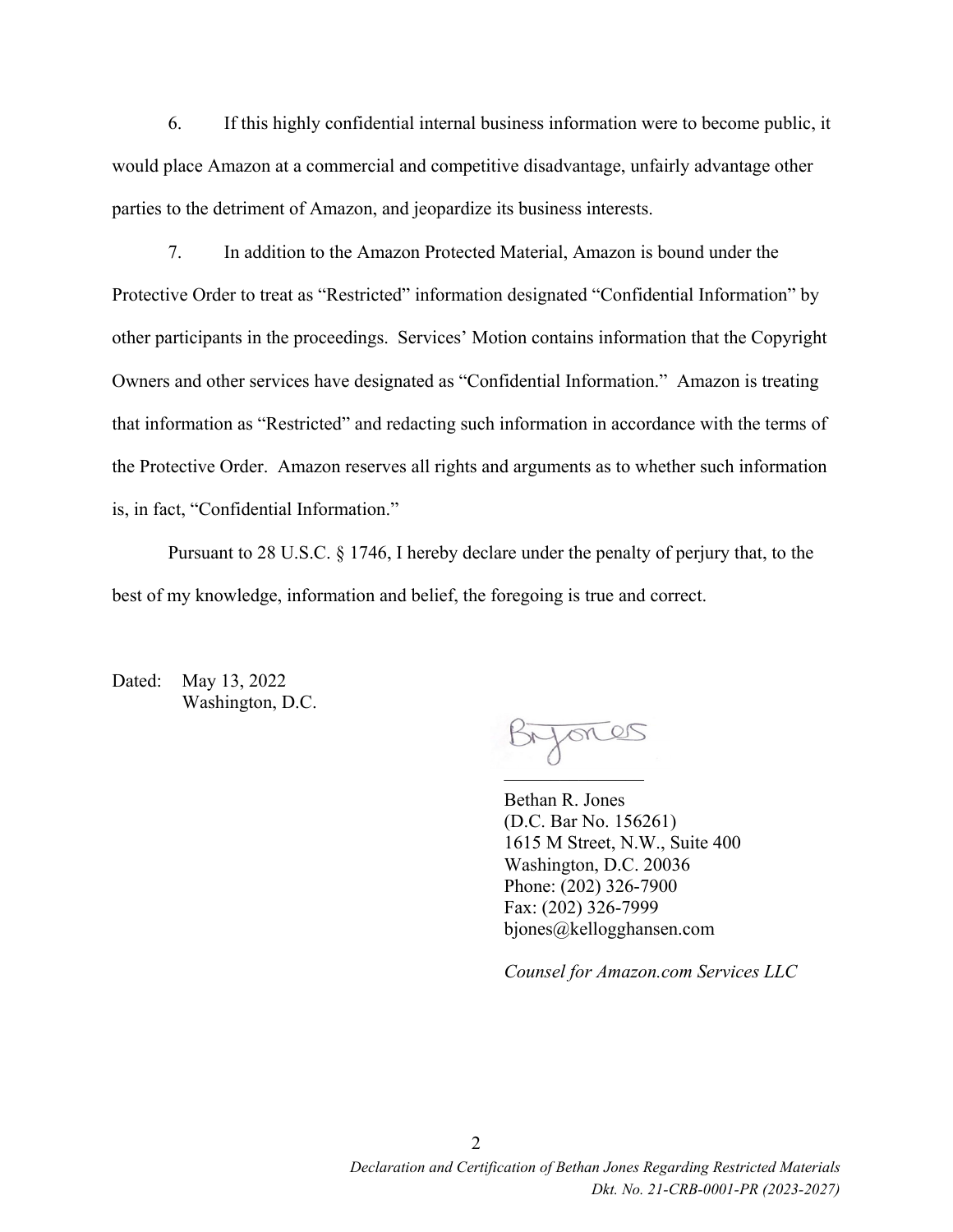6. If this highly confidential internal business information were to become public, it would place Amazon at a commercial and competitive disadvantage, unfairly advantage other parties to the detriment of Amazon, and jeopardize its business interests.

7. In addition to the Amazon Protected Material, Amazon is bound under the Protective Order to treat as "Restricted" information designated "Confidential Information" by other participants in the proceedings. Services' Motion contains information that the Copyright Owners and other services have designated as "Confidential Information." Amazon is treating that information as "Restricted" and redacting such information in accordance with the terms of the Protective Order. Amazon reserves all rights and arguments as to whether such information is, in fact, "Confidential Information."

Pursuant to 28 U.S.C. § 1746, I hereby declare under the penalty of perjury that, to the best of my knowledge, information and belief, the foregoing is true and correct.

Dated: May 13, 2022
Washington, D.C.

BRJones

Bethan R. Jones
(D.C. Bar No. 156261)
1615 M Street, N.W., Suite 400
Washington, D.C. 20036
Phone: (202) 326-7900
Fax: (202) 326-7999
bjones@kellogghansen.com

*Counsel for Amazon.com Services LLC*

*Declaration and Certification of Bethan Jones Regarding Restricted Materials*
*Dkt. No. 21-CRB-0001-PR (2023-2027)*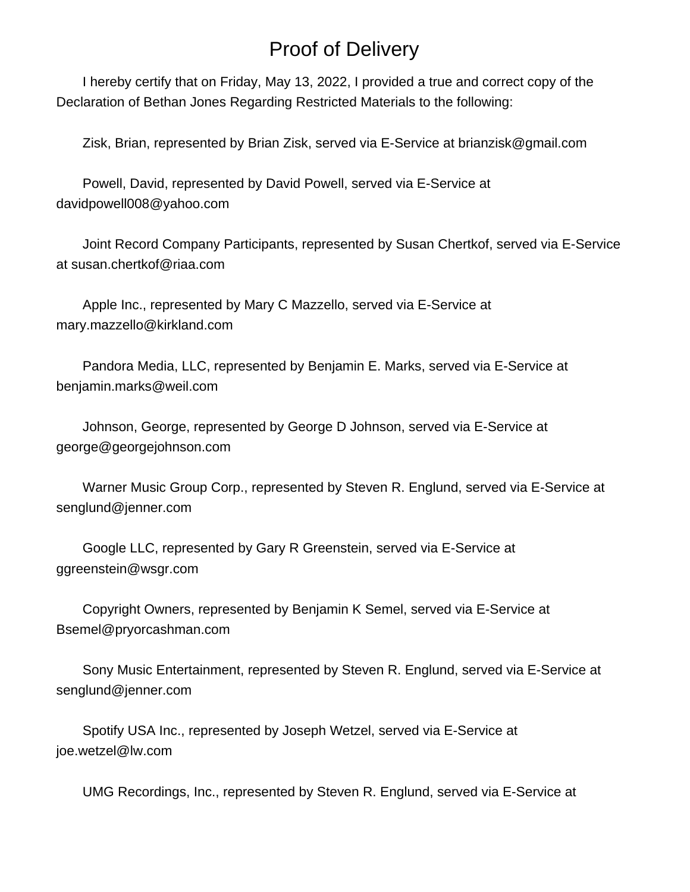# Proof of Delivery

I hereby certify that on Friday, May 13, 2022, I provided a true and correct copy of the Declaration of Bethan Jones Regarding Restricted Materials to the following:

Zisk, Brian, represented by Brian Zisk, served via E-Service at brianzisk@gmail.com

Powell, David, represented by David Powell, served via E-Service at davidpowell008@yahoo.com

Joint Record Company Participants, represented by Susan Chertkof, served via E-Service at susan.chertkof@riaa.com

Apple Inc., represented by Mary C Mazzello, served via E-Service at mary.mazzello@kirkland.com

Pandora Media, LLC, represented by Benjamin E. Marks, served via E-Service at benjamin.marks@weil.com

Johnson, George, represented by George D Johnson, served via E-Service at george@georgejohnson.com

Warner Music Group Corp., represented by Steven R. Englund, served via E-Service at senglund@jenner.com

Google LLC, represented by Gary R Greenstein, served via E-Service at ggreenstein@wsgr.com

Copyright Owners, represented by Benjamin K Semel, served via E-Service at Bsemel@pryorcashman.com

Sony Music Entertainment, represented by Steven R. Englund, served via E-Service at senglund@jenner.com

Spotify USA Inc., represented by Joseph Wetzel, served via E-Service at joe.wetzel@lw.com

UMG Recordings, Inc., represented by Steven R. Englund, served via E-Service at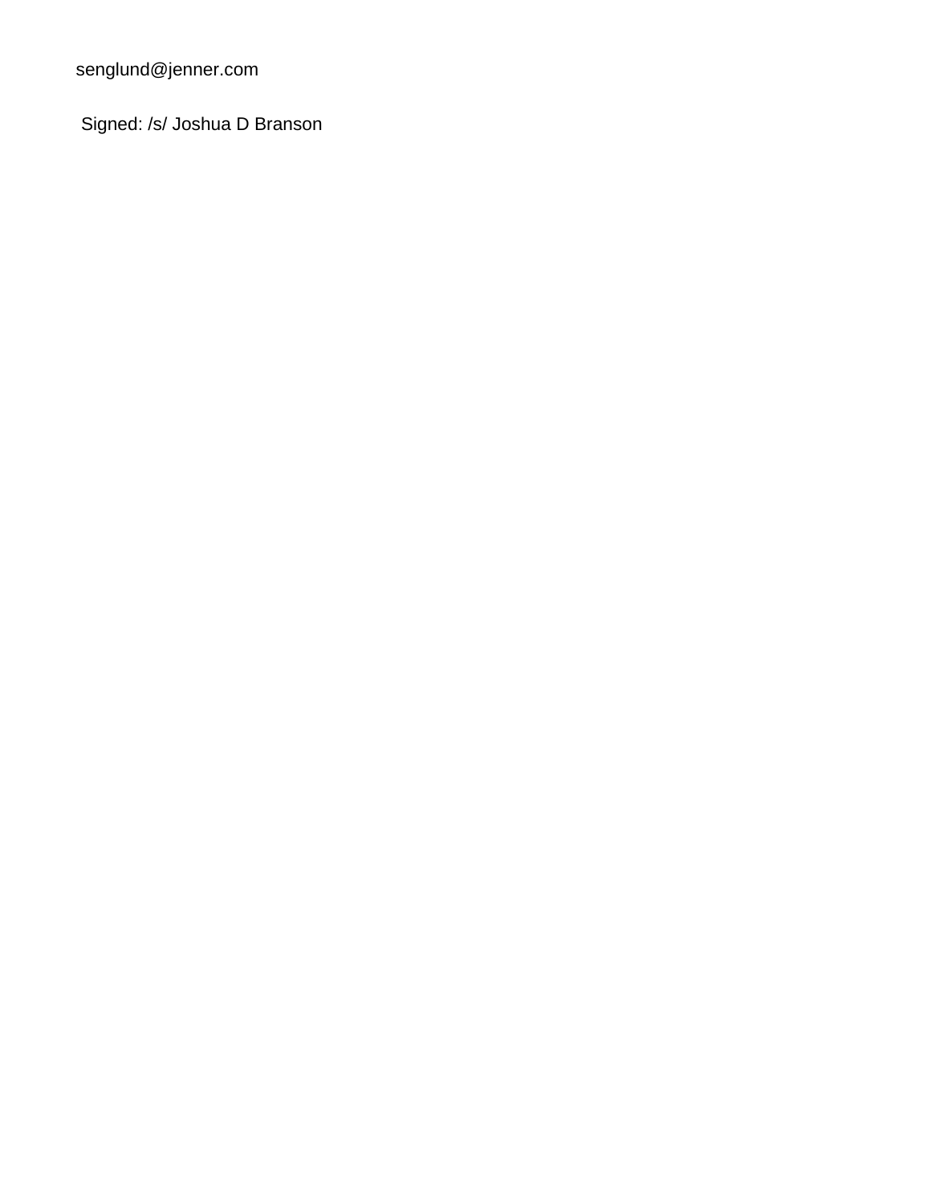senglund@jenner.com

Signed: /s/ Joshua D Branson